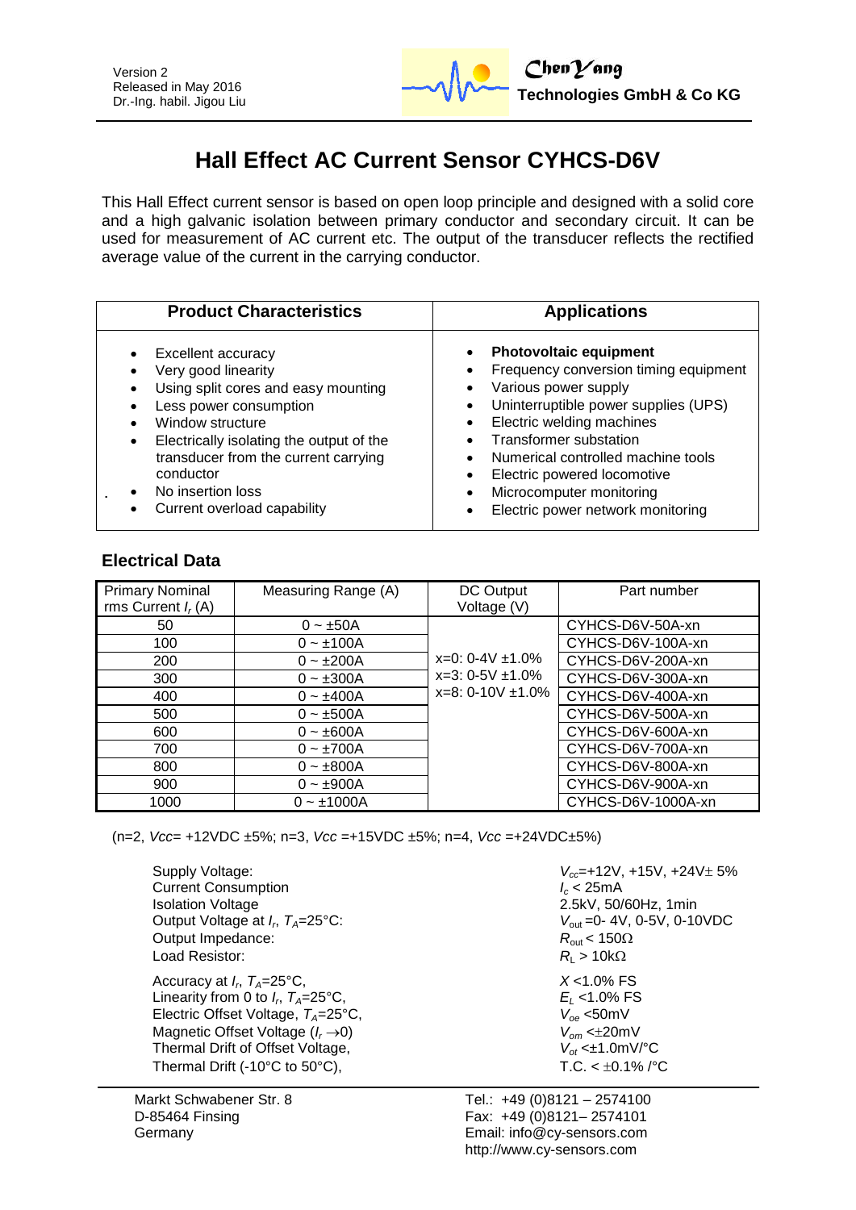Version 2
Released in May 2016
Dr.-Ing. habil. Jigou Liu

**ChenYang Technologies GmbH & Co KG**

# Hall Effect AC Current Sensor CYHCS-D6V

This Hall Effect current sensor is based on open loop principle and designed with a solid core and a high galvanic isolation between primary conductor and secondary circuit. It can be used for measurement of AC current etc. The output of the transducer reflects the rectified average value of the current in the carrying conductor.

| Product Characteristics | Applications |
|---|---|
| • Excellent accuracy<br>• Very good linearity<br>• Using split cores and easy mounting<br>• Less power consumption<br>• Window structure<br>• Electrically isolating the output of the transducer from the current carrying conductor<br>• No insertion loss<br>• Current overload capability | • **Photovoltaic equipment**<br>• Frequency conversion timing equipment<br>• Various power supply<br>• Uninterruptible power supplies (UPS)<br>• Electric welding machines<br>• Transformer substation<br>• Numerical controlled machine tools<br>• Electric powered locomotive<br>• Microcomputer monitoring<br>• Electric power network monitoring |

## Electrical Data

| Primary Nominal rms Current $I_r$ (A) | Measuring Range (A) | DC Output Voltage (V) | Part number |
|---|---|---|---|
| 50 | 0 ~ ±50A | x=0: 0-4V ±1.0%<br>x=3: 0-5V ±1.0%<br>x=8: 0-10V ±1.0% | CYHCS-D6V-50A-xn |
| 100 | 0 ~ ±100A | | CYHCS-D6V-100A-xn |
| 200 | 0 ~ ±200A | | CYHCS-D6V-200A-xn |
| 300 | 0 ~ ±300A | | CYHCS-D6V-300A-xn |
| 400 | 0 ~ ±400A | | CYHCS-D6V-400A-xn |
| 500 | 0 ~ ±500A | | CYHCS-D6V-500A-xn |
| 600 | 0 ~ ±600A | | CYHCS-D6V-600A-xn |
| 700 | 0 ~ ±700A | | CYHCS-D6V-700A-xn |
| 800 | 0 ~ ±800A | | CYHCS-D6V-800A-xn |
| 900 | 0 ~ ±900A | | CYHCS-D6V-900A-xn |
| 1000 | 0 ~ ±1000A | | CYHCS-D6V-1000A-xn |

(n=2, *Vcc*= +12VDC ±5%; n=3, *Vcc* =+15VDC ±5%; n=4, *Vcc* =+24VDC±5%)

| | |
|---|---|
| Supply Voltage: | $V_{cc}$=+12V, +15V, +24V± 5% |
| Current Consumption | $I_c$ < 25mA |
| Isolation Voltage | 2.5kV, 50/60Hz, 1min |
| Output Voltage at $I_r$, $T_A$=25°C: | $V_{out}$ =0- 4V, 0-5V, 0-10VDC |
| Output Impedance: | $R_{out}$ < 150Ω |
| Load Resistor: | $R_L$ > 10kΩ |
| Accuracy at $I_r$, $T_A$=25°C, | $X$ <1.0% FS |
| Linearity from 0 to $I_r$, $T_A$=25°C, | $E_L$ <1.0% FS |
| Electric Offset Voltage, $T_A$=25°C, | $V_{oe}$ <50mV |
| Magnetic Offset Voltage ($I_r \rightarrow 0$) | $V_{om}$ <±20mV |
| Thermal Drift of Offset Voltage, | $V_{ot}$ <±1.0mV/°C |
| Thermal Drift (-10°C to 50°C), | T.C. < ±0.1% /°C |

Markt Schwabener Str. 8
D-85464 Finsing
Germany

Tel.: +49 (0)8121 – 2574100
Fax: +49 (0)8121– 2574101
Email: info@cy-sensors.com
http://www.cy-sensors.com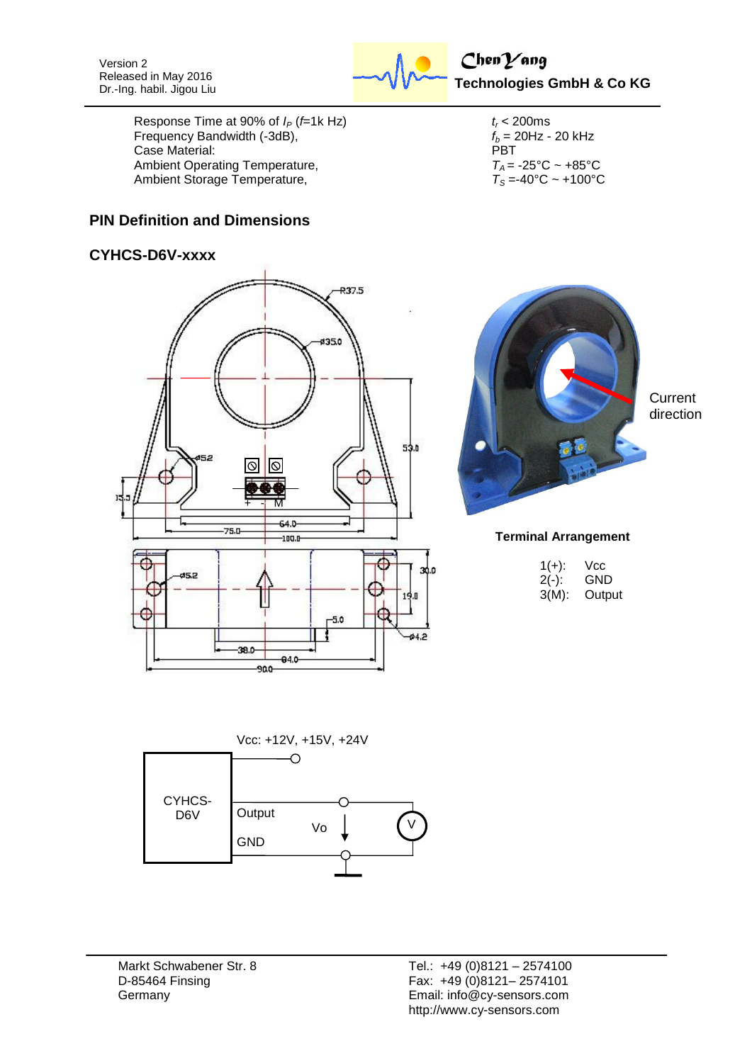| | |
|---|---|
| Response Time at 90% of $I_P$ ($f$=1k Hz) | $t_r$ < 200ms |
| Frequency Bandwidth (-3dB), | $f_b$ = 20Hz - 20 kHz |
| Case Material: | PBT |
| Ambient Operating Temperature, | $T_A$ = -25°C ~ +85°C |
| Ambient Storage Temperature, | $T_S$ =-40°C ~ +100°C |

## PIN Definition and Dimensions

### CYHCS-D6V-xxxx

Current direction

**Terminal Arrangement**

| | |
|---|---|
| 1(+): | Vcc |
| 2(-): | GND |
| 3(M): | Output |

Vcc: +12V, +15V, +24V

CYHCS-D6V

Output

Vo

GND

V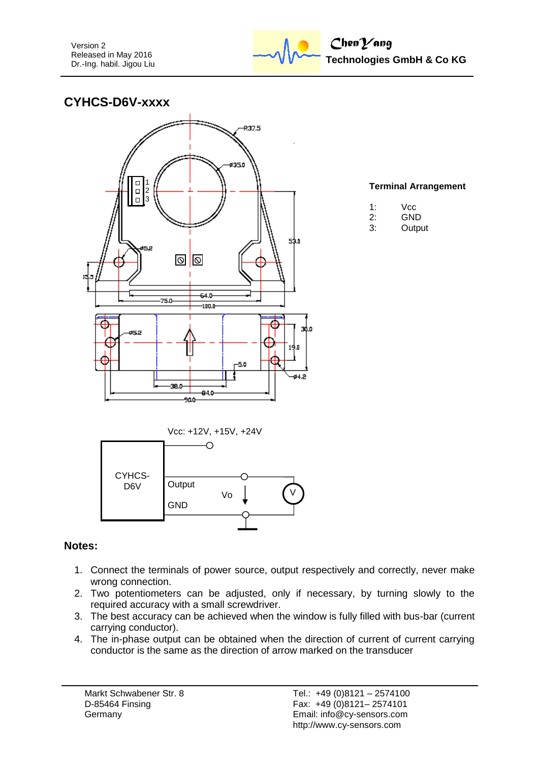## CYHCS-D6V-xxxx

R37.5

ø35.0

1
2
3

ø5.2

15.5

53.0

75.0

64.0

100.0

ø5.2

30.0

19.0

5.0

ø4.2

38.0

84.0

90.0

### Terminal Arrangement

1: Vcc
2: GND
3: Output

Vcc: +12V, +15V, +24V

CYHCS-D6V

Output

Vo

V

GND

## Notes:

1. Connect the terminals of power source, output respectively and correctly, never make wrong connection.
2. Two potentiometers can be adjusted, only if necessary, by turning slowly to the required accuracy with a small screwdriver.
3. The best accuracy can be achieved when the window is fully filled with bus-bar (current carrying conductor).
4. The in-phase output can be obtained when the direction of current of current carrying conductor is the same as the direction of arrow marked on the transducer